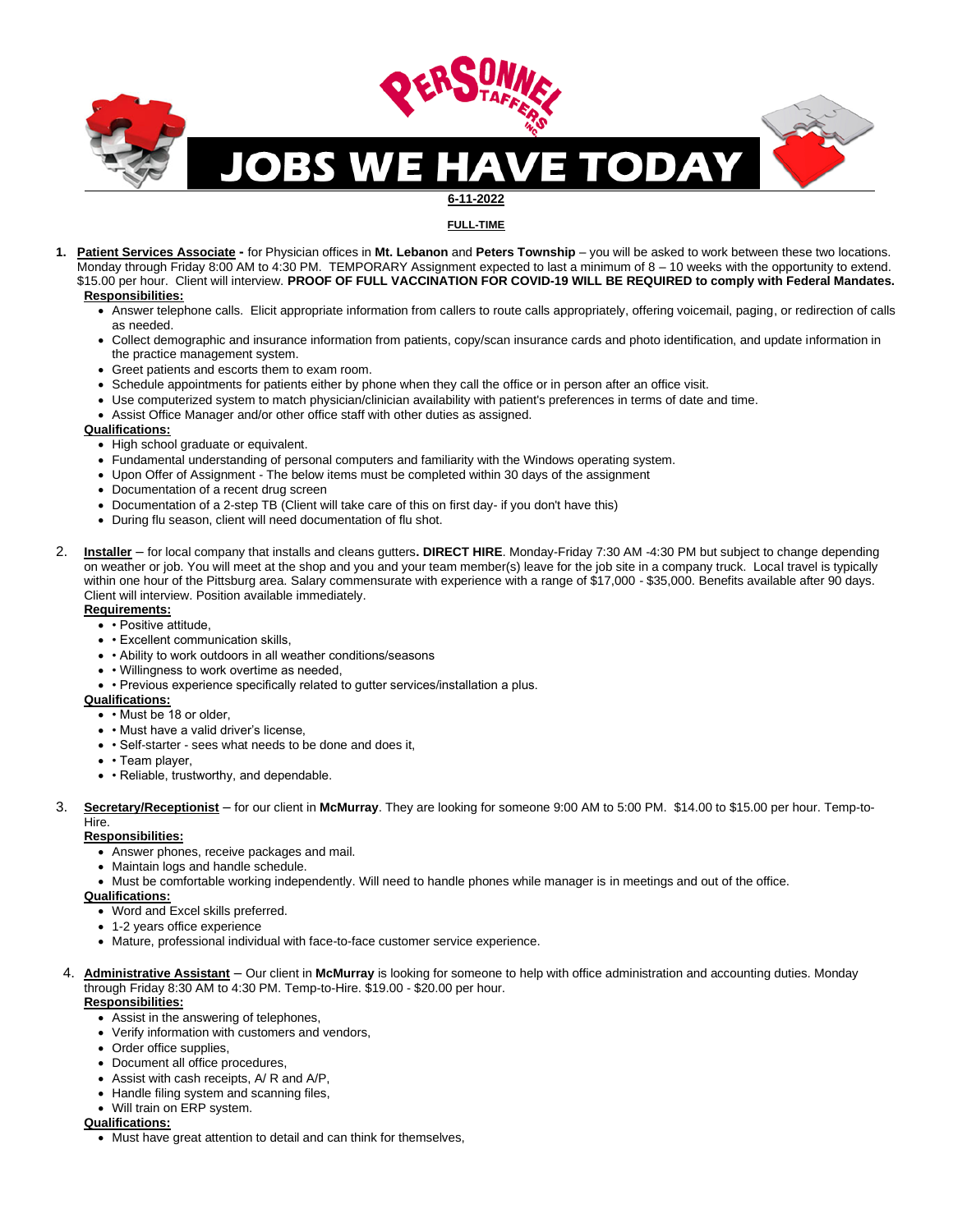# JOBS WE HAVE TODAY

**6-11-2022**

**FULL-TIME**

1. **Patient Services Associate -** for Physician offices in **Mt. Lebanon** and **Peters Township** – you will be asked to work between these two locations. Monday through Friday 8:00 AM to 4:30 PM. TEMPORARY Assignment expected to last a minimum of 8 – 10 weeks with the opportunity to extend. $15.00 per hour. Client will interview. **PROOF OF FULL VACCINATION FOR COVID-19 WILL BE REQUIRED to comply with Federal Mandates.**

   **Responsibilities:**
   - Answer telephone calls. Elicit appropriate information from callers to route calls appropriately, offering voicemail, paging, or redirection of calls as needed.
   - Collect demographic and insurance information from patients, copy/scan insurance cards and photo identification, and update information in the practice management system.
   - Greet patients and escorts them to exam room.
   - Schedule appointments for patients either by phone when they call the office or in person after an office visit.
   - Use computerized system to match physician/clinician availability with patient's preferences in terms of date and time.
   - Assist Office Manager and/or other office staff with other duties as assigned.

   **Qualifications:**
   - High school graduate or equivalent.
   - Fundamental understanding of personal computers and familiarity with the Windows operating system.
   - Upon Offer of Assignment - The below items must be completed within 30 days of the assignment
   - Documentation of a recent drug screen
   - Documentation of a 2-step TB (Client will take care of this on first day- if you don't have this)
   - During flu season, client will need documentation of flu shot.

2. **Installer** – for local company that installs and cleans gutters**. DIRECT HIRE**. Monday-Friday 7:30 AM -4:30 PM but subject to change depending on weather or job. You will meet at the shop and you and your team member(s) leave for the job site in a company truck. Local travel is typically within one hour of the Pittsburg area. Salary commensurate with experience with a range of $17,000 - $35,000. Benefits available after 90 days. Client will interview. Position available immediately.

   **Requirements:**
   - • Positive attitude,
   - • Excellent communication skills,
   - • Ability to work outdoors in all weather conditions/seasons
   - • Willingness to work overtime as needed,
   - • Previous experience specifically related to gutter services/installation a plus.

   **Qualifications:**
   - • Must be 18 or older,
   - • Must have a valid driver's license,
   - • Self-starter - sees what needs to be done and does it,
   - • Team player,
   - • Reliable, trustworthy, and dependable.

3. **Secretary/Receptionist** – for our client in **McMurray**. They are looking for someone 9:00 AM to 5:00 PM. $14.00 to $15.00 per hour. Temp-to-Hire.

   **Responsibilities:**
   - Answer phones, receive packages and mail.
   - Maintain logs and handle schedule.
   - Must be comfortable working independently. Will need to handle phones while manager is in meetings and out of the office.

   **Qualifications:**
   - Word and Excel skills preferred.
   - 1-2 years office experience
   - Mature, professional individual with face-to-face customer service experience.

4. **Administrative Assistant** – Our client in **McMurray** is looking for someone to help with office administration and accounting duties. Monday through Friday 8:30 AM to 4:30 PM. Temp-to-Hire. $19.00 - $20.00 per hour.

   **Responsibilities:**
   - Assist in the answering of telephones,
   - Verify information with customers and vendors,
   - Order office supplies,
   - Document all office procedures,
   - Assist with cash receipts, A/ R and A/P,
   - Handle filing system and scanning files,
   - Will train on ERP system.

   **Qualifications:**
   - Must have great attention to detail and can think for themselves,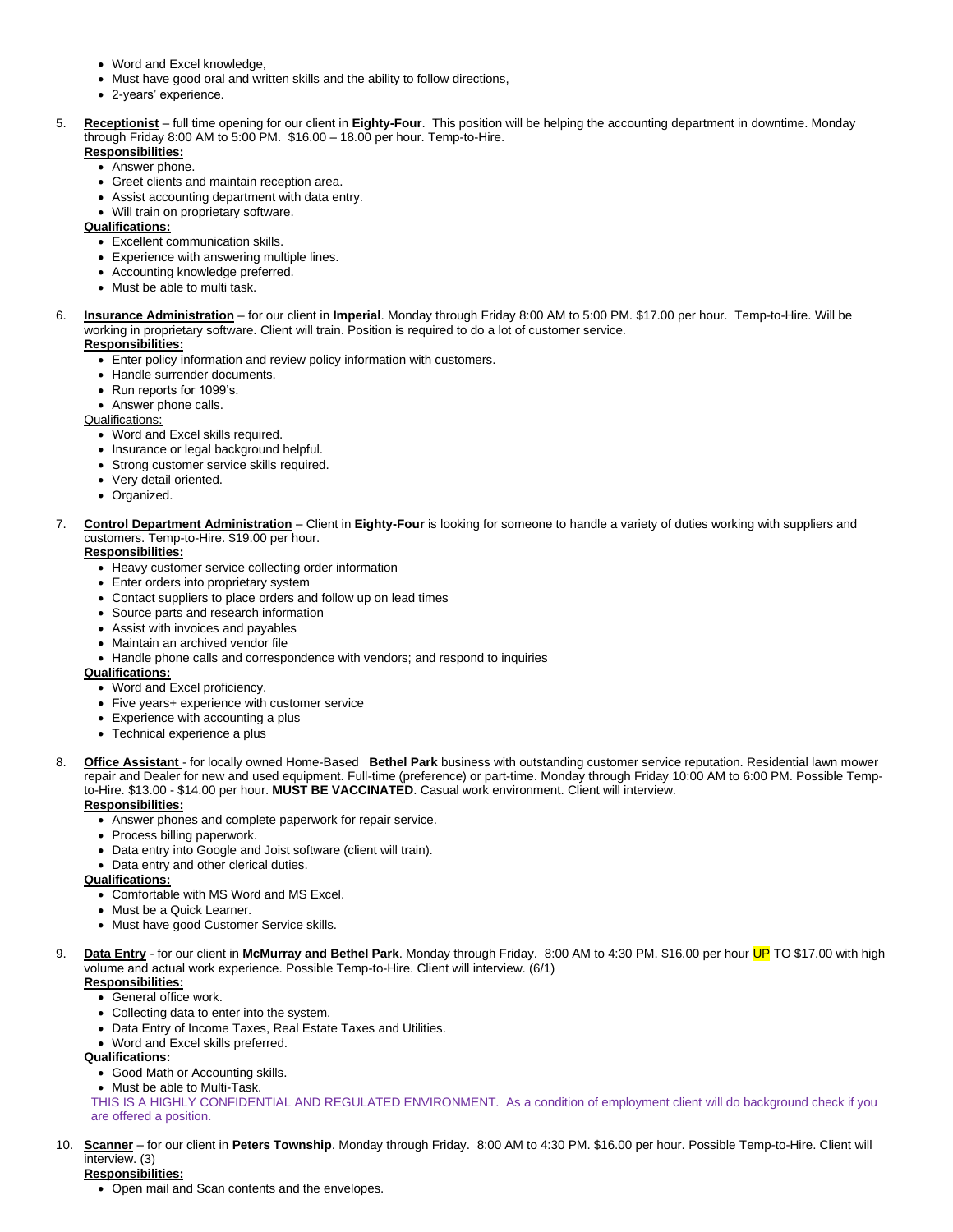- Word and Excel knowledge,
- Must have good oral and written skills and the ability to follow directions,
- 2-years' experience.

5. **Receptionist** – full time opening for our client in **Eighty-Four**. This position will be helping the accounting department in downtime. Monday through Friday 8:00 AM to 5:00 PM. $16.00 – 18.00 per hour. Temp-to-Hire.
   **Responsibilities:**
   - Answer phone.
   - Greet clients and maintain reception area.
   - Assist accounting department with data entry.
   - Will train on proprietary software.

   **Qualifications:**
   - Excellent communication skills.
   - Experience with answering multiple lines.
   - Accounting knowledge preferred.
   - Must be able to multi task.

6. **Insurance Administration** – for our client in **Imperial**. Monday through Friday 8:00 AM to 5:00 PM. $17.00 per hour. Temp-to-Hire. Will be working in proprietary software. Client will train. Position is required to do a lot of customer service.
   **Responsibilities:**
   - Enter policy information and review policy information with customers.
   - Handle surrender documents.
   - Run reports for 1099's.
   - Answer phone calls.

   Qualifications:
   - Word and Excel skills required.
   - Insurance or legal background helpful.
   - Strong customer service skills required.
   - Very detail oriented.
   - Organized.

7. **Control Department Administration** – Client in **Eighty-Four** is looking for someone to handle a variety of duties working with suppliers and customers. Temp-to-Hire. $19.00 per hour.
   **Responsibilities:**
   - Heavy customer service collecting order information
   - Enter orders into proprietary system
   - Contact suppliers to place orders and follow up on lead times
   - Source parts and research information
   - Assist with invoices and payables
   - Maintain an archived vendor file
   - Handle phone calls and correspondence with vendors; and respond to inquiries

   **Qualifications:**
   - Word and Excel proficiency.
   - Five years+ experience with customer service
   - Experience with accounting a plus
   - Technical experience a plus

8. **Office Assistant** - for locally owned Home-Based **Bethel Park** business with outstanding customer service reputation. Residential lawn mower repair and Dealer for new and used equipment. Full-time (preference) or part-time. Monday through Friday 10:00 AM to 6:00 PM. Possible Temp-to-Hire. $13.00 - $14.00 per hour. **MUST BE VACCINATED**. Casual work environment. Client will interview.
   **Responsibilities:**
   - Answer phones and complete paperwork for repair service.
   - Process billing paperwork.
   - Data entry into Google and Joist software (client will train).
   - Data entry and other clerical duties.

   **Qualifications:**
   - Comfortable with MS Word and MS Excel.
   - Must be a Quick Learner.
   - Must have good Customer Service skills.

9. **Data Entry** - for our client in **McMurray and Bethel Park**. Monday through Friday. 8:00 AM to 4:30 PM. $16.00 per hour UP TO $17.00 with high volume and actual work experience. Possible Temp-to-Hire. Client will interview. (6/1)
   **Responsibilities:**
   - General office work.
   - Collecting data to enter into the system.
   - Data Entry of Income Taxes, Real Estate Taxes and Utilities.
   - Word and Excel skills preferred.

   **Qualifications:**
   - Good Math or Accounting skills.
   - Must be able to Multi-Task.

   THIS IS A HIGHLY CONFIDENTIAL AND REGULATED ENVIRONMENT. As a condition of employment client will do background check if you are offered a position.

10. **Scanner** – for our client in **Peters Township**. Monday through Friday. 8:00 AM to 4:30 PM. $16.00 per hour. Possible Temp-to-Hire. Client will interview. (3)
    **Responsibilities:**
    - Open mail and Scan contents and the envelopes.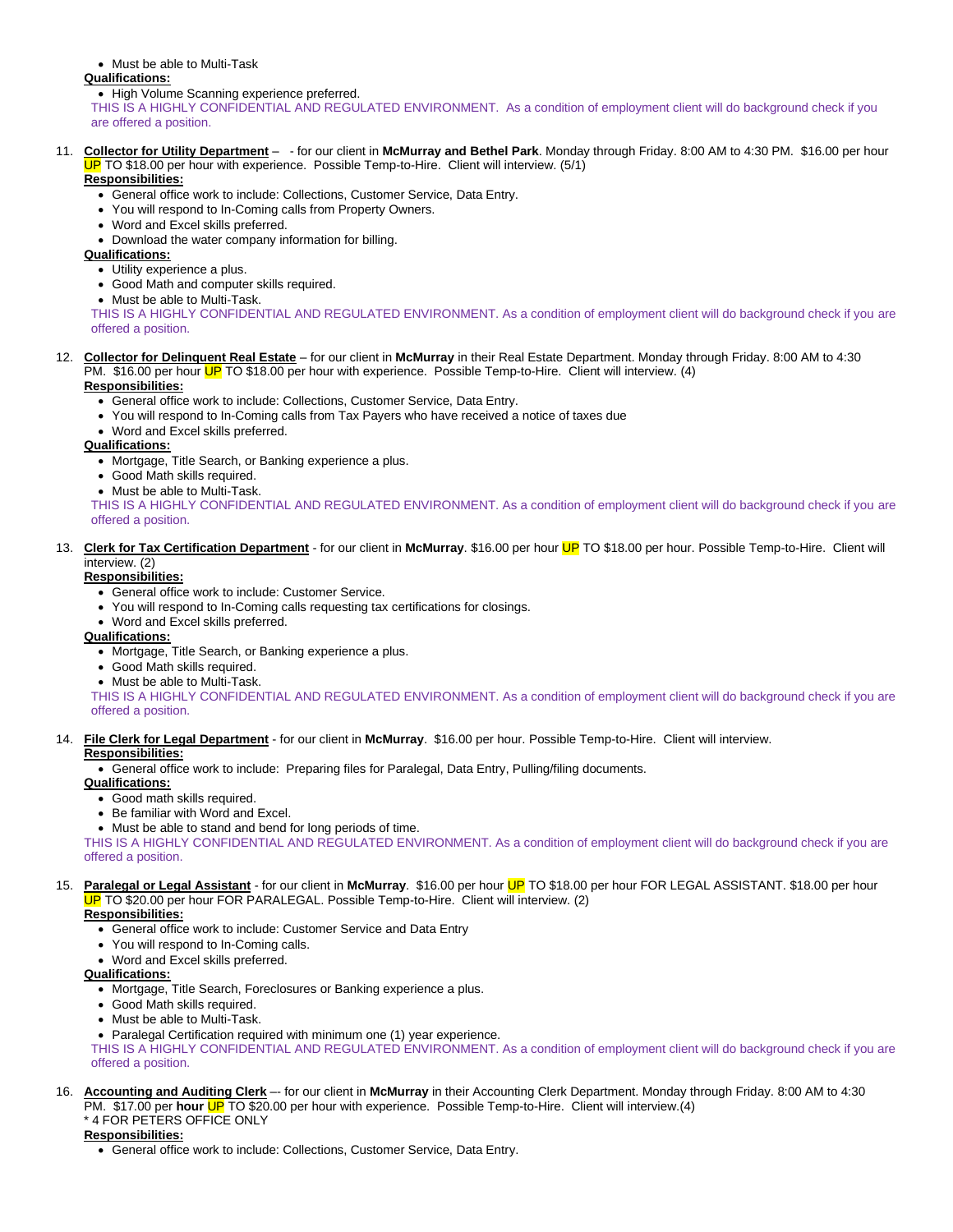- Must be able to Multi-Task

**Qualifications:**

- High Volume Scanning experience preferred.

THIS IS A HIGHLY CONFIDENTIAL AND REGULATED ENVIRONMENT. As a condition of employment client will do background check if you are offered a position.

11. **Collector for Utility Department** – - for our client in **McMurray and Bethel Park**. Monday through Friday. 8:00 AM to 4:30 PM. $16.00 per hour UP TO $18.00 per hour with experience. Possible Temp-to-Hire. Client will interview. (5/1)

    **Responsibilities:**
    - General office work to include: Collections, Customer Service, Data Entry.
    - You will respond to In-Coming calls from Property Owners.
    - Word and Excel skills preferred.
    - Download the water company information for billing.

    **Qualifications:**
    - Utility experience a plus.
    - Good Math and computer skills required.
    - Must be able to Multi-Task.

    THIS IS A HIGHLY CONFIDENTIAL AND REGULATED ENVIRONMENT. As a condition of employment client will do background check if you are offered a position.

12. **Collector for Delinquent Real Estate** – for our client in **McMurray** in their Real Estate Department. Monday through Friday. 8:00 AM to 4:30 PM. $16.00 per hour UP TO $18.00 per hour with experience. Possible Temp-to-Hire. Client will interview. (4)

    **Responsibilities:**
    - General office work to include: Collections, Customer Service, Data Entry.
    - You will respond to In-Coming calls from Tax Payers who have received a notice of taxes due
    - Word and Excel skills preferred.

    **Qualifications:**
    - Mortgage, Title Search, or Banking experience a plus.
    - Good Math skills required.
    - Must be able to Multi-Task.

    THIS IS A HIGHLY CONFIDENTIAL AND REGULATED ENVIRONMENT. As a condition of employment client will do background check if you are offered a position.

13. **Clerk for Tax Certification Department** - for our client in **McMurray**. $16.00 per hour UP TO $18.00 per hour. Possible Temp-to-Hire. Client will interview. (2)

    **Responsibilities:**
    - General office work to include: Customer Service.
    - You will respond to In-Coming calls requesting tax certifications for closings.
    - Word and Excel skills preferred.

    **Qualifications:**
    - Mortgage, Title Search, or Banking experience a plus.
    - Good Math skills required.
    - Must be able to Multi-Task.

    THIS IS A HIGHLY CONFIDENTIAL AND REGULATED ENVIRONMENT. As a condition of employment client will do background check if you are offered a position.

14. **File Clerk for Legal Department** - for our client in **McMurray**. $16.00 per hour. Possible Temp-to-Hire. Client will interview.

    **Responsibilities:**
    - General office work to include: Preparing files for Paralegal, Data Entry, Pulling/filing documents.

    **Qualifications:**
    - Good math skills required.
    - Be familiar with Word and Excel.
    - Must be able to stand and bend for long periods of time.

    THIS IS A HIGHLY CONFIDENTIAL AND REGULATED ENVIRONMENT. As a condition of employment client will do background check if you are offered a position.

15. **Paralegal or Legal Assistant** - for our client in **McMurray**. $16.00 per hour UP TO $18.00 per hour FOR LEGAL ASSISTANT. $18.00 per hour UP TO $20.00 per hour FOR PARALEGAL. Possible Temp-to-Hire. Client will interview. (2)

    **Responsibilities:**
    - General office work to include: Customer Service and Data Entry
    - You will respond to In-Coming calls.
    - Word and Excel skills preferred.

    **Qualifications:**
    - Mortgage, Title Search, Foreclosures or Banking experience a plus.
    - Good Math skills required.
    - Must be able to Multi-Task.
    - Paralegal Certification required with minimum one (1) year experience.

    THIS IS A HIGHLY CONFIDENTIAL AND REGULATED ENVIRONMENT. As a condition of employment client will do background check if you are offered a position.

16. **Accounting and Auditing Clerk** –- for our client in **McMurray** in their Accounting Clerk Department. Monday through Friday. 8:00 AM to 4:30 PM. $17.00 per **hour** UP TO $20.00 per hour with experience. Possible Temp-to-Hire. Client will interview.(4)

    * 4 FOR PETERS OFFICE ONLY

    **Responsibilities:**
    - General office work to include: Collections, Customer Service, Data Entry.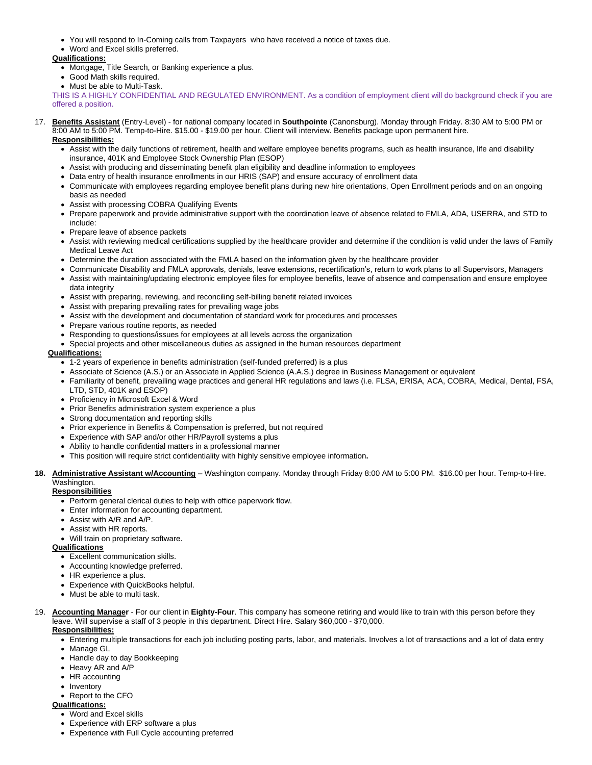- You will respond to In-Coming calls from Taxpayers who have received a notice of taxes due.
- Word and Excel skills preferred.

**Qualifications:**

- Mortgage, Title Search, or Banking experience a plus.
- Good Math skills required.
- Must be able to Multi-Task.

THIS IS A HIGHLY CONFIDENTIAL AND REGULATED ENVIRONMENT. As a condition of employment client will do background check if you are offered a position.

17. **Benefits Assistant** (Entry-Level) - for national company located in **Southpointe** (Canonsburg). Monday through Friday. 8:30 AM to 5:00 PM or 8:00 AM to 5:00 PM. Temp-to-Hire. $15.00 - $19.00 per hour. Client will interview. Benefits package upon permanent hire.

**Responsibilities:**

- Assist with the daily functions of retirement, health and welfare employee benefits programs, such as health insurance, life and disability insurance, 401K and Employee Stock Ownership Plan (ESOP)
- Assist with producing and disseminating benefit plan eligibility and deadline information to employees
- Data entry of health insurance enrollments in our HRIS (SAP) and ensure accuracy of enrollment data
- Communicate with employees regarding employee benefit plans during new hire orientations, Open Enrollment periods and on an ongoing basis as needed
- Assist with processing COBRA Qualifying Events
- Prepare paperwork and provide administrative support with the coordination leave of absence related to FMLA, ADA, USERRA, and STD to include:
- Prepare leave of absence packets
- Assist with reviewing medical certifications supplied by the healthcare provider and determine if the condition is valid under the laws of Family Medical Leave Act
- Determine the duration associated with the FMLA based on the information given by the healthcare provider
- Communicate Disability and FMLA approvals, denials, leave extensions, recertification's, return to work plans to all Supervisors, Managers
- Assist with maintaining/updating electronic employee files for employee benefits, leave of absence and compensation and ensure employee data integrity
- Assist with preparing, reviewing, and reconciling self-billing benefit related invoices
- Assist with preparing prevailing rates for prevailing wage jobs
- Assist with the development and documentation of standard work for procedures and processes
- Prepare various routine reports, as needed
- Responding to questions/issues for employees at all levels across the organization
- Special projects and other miscellaneous duties as assigned in the human resources department

**Qualifications:**

- 1-2 years of experience in benefits administration (self-funded preferred) is a plus
- Associate of Science (A.S.) or an Associate in Applied Science (A.A.S.) degree in Business Management or equivalent
- Familiarity of benefit, prevailing wage practices and general HR regulations and laws (i.e. FLSA, ERISA, ACA, COBRA, Medical, Dental, FSA, LTD, STD, 401K and ESOP)
- Proficiency in Microsoft Excel & Word
- Prior Benefits administration system experience a plus
- Strong documentation and reporting skills
- Prior experience in Benefits & Compensation is preferred, but not required
- Experience with SAP and/or other HR/Payroll systems a plus
- Ability to handle confidential matters in a professional manner
- This position will require strict confidentiality with highly sensitive employee information**.**

18. **Administrative Assistant w/Accounting** – Washington company. Monday through Friday 8:00 AM to 5:00 PM. $16.00 per hour. Temp-to-Hire. Washington.

**Responsibilities**

- Perform general clerical duties to help with office paperwork flow.
- Enter information for accounting department.
- Assist with A/R and A/P.
- Assist with HR reports.
- Will train on proprietary software.

**Qualifications**

- Excellent communication skills.
- Accounting knowledge preferred.
- HR experience a plus.
- Experience with QuickBooks helpful.
- Must be able to multi task.

19. **Accounting Manager** - For our client in **Eighty-Four**. This company has someone retiring and would like to train with this person before they leave. Will supervise a staff of 3 people in this department. Direct Hire. Salary $60,000 - $70,000.

**Responsibilities:**

- Entering multiple transactions for each job including posting parts, labor, and materials. Involves a lot of transactions and a lot of data entry
- Manage GL
- Handle day to day Bookkeeping
- Heavy AR and A/P
- HR accounting
- Inventory
- Report to the CFO

**Qualifications:**

- Word and Excel skills
- Experience with ERP software a plus
- Experience with Full Cycle accounting preferred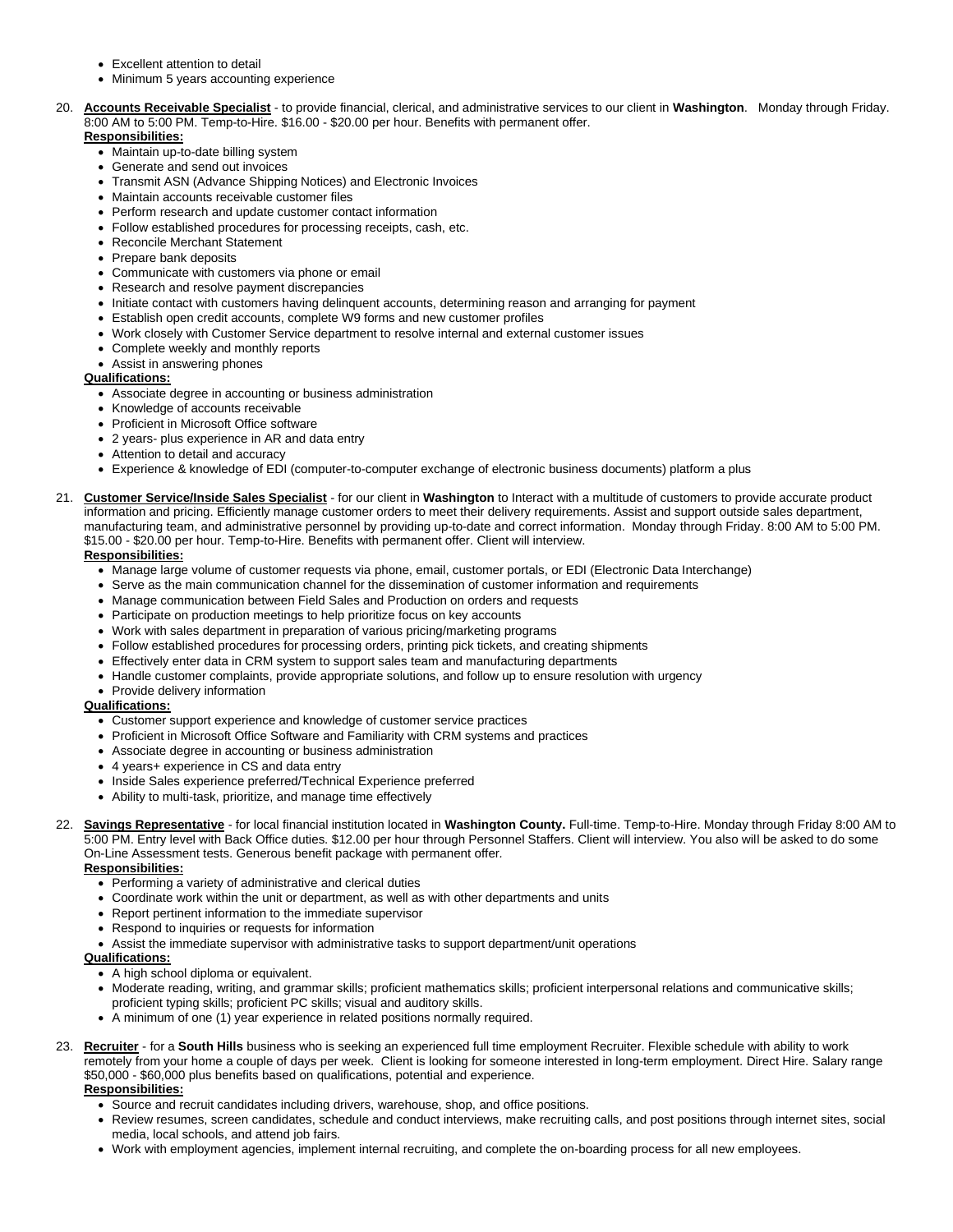- Excellent attention to detail
- Minimum 5 years accounting experience

20. **Accounts Receivable Specialist** - to provide financial, clerical, and administrative services to our client in **Washington**. Monday through Friday. 8:00 AM to 5:00 PM. Temp-to-Hire. $16.00 - $20.00 per hour. Benefits with permanent offer.

    **Responsibilities:**
    - Maintain up-to-date billing system
    - Generate and send out invoices
    - Transmit ASN (Advance Shipping Notices) and Electronic Invoices
    - Maintain accounts receivable customer files
    - Perform research and update customer contact information
    - Follow established procedures for processing receipts, cash, etc.
    - Reconcile Merchant Statement
    - Prepare bank deposits
    - Communicate with customers via phone or email
    - Research and resolve payment discrepancies
    - Initiate contact with customers having delinquent accounts, determining reason and arranging for payment
    - Establish open credit accounts, complete W9 forms and new customer profiles
    - Work closely with Customer Service department to resolve internal and external customer issues
    - Complete weekly and monthly reports
    - Assist in answering phones

    **Qualifications:**
    - Associate degree in accounting or business administration
    - Knowledge of accounts receivable
    - Proficient in Microsoft Office software
    - 2 years- plus experience in AR and data entry
    - Attention to detail and accuracy
    - Experience & knowledge of EDI (computer-to-computer exchange of electronic business documents) platform a plus

21. **Customer Service/Inside Sales Specialist** - for our client in **Washington** to Interact with a multitude of customers to provide accurate product information and pricing. Efficiently manage customer orders to meet their delivery requirements. Assist and support outside sales department, manufacturing team, and administrative personnel by providing up-to-date and correct information. Monday through Friday. 8:00 AM to 5:00 PM. $15.00 - $20.00 per hour. Temp-to-Hire. Benefits with permanent offer. Client will interview.

    **Responsibilities:**
    - Manage large volume of customer requests via phone, email, customer portals, or EDI (Electronic Data Interchange)
    - Serve as the main communication channel for the dissemination of customer information and requirements
    - Manage communication between Field Sales and Production on orders and requests
    - Participate on production meetings to help prioritize focus on key accounts
    - Work with sales department in preparation of various pricing/marketing programs
    - Follow established procedures for processing orders, printing pick tickets, and creating shipments
    - Effectively enter data in CRM system to support sales team and manufacturing departments
    - Handle customer complaints, provide appropriate solutions, and follow up to ensure resolution with urgency
    - Provide delivery information

    **Qualifications:**
    - Customer support experience and knowledge of customer service practices
    - Proficient in Microsoft Office Software and Familiarity with CRM systems and practices
    - Associate degree in accounting or business administration
    - 4 years+ experience in CS and data entry
    - Inside Sales experience preferred/Technical Experience preferred
    - Ability to multi-task, prioritize, and manage time effectively

22. **Savings Representative** - for local financial institution located in **Washington County.** Full-time. Temp-to-Hire. Monday through Friday 8:00 AM to 5:00 PM. Entry level with Back Office duties. $12.00 per hour through Personnel Staffers. Client will interview. You also will be asked to do some On-Line Assessment tests. Generous benefit package with permanent offer.

    **Responsibilities:**
    - Performing a variety of administrative and clerical duties
    - Coordinate work within the unit or department, as well as with other departments and units
    - Report pertinent information to the immediate supervisor
    - Respond to inquiries or requests for information
    - Assist the immediate supervisor with administrative tasks to support department/unit operations

    **Qualifications:**
    - A high school diploma or equivalent.
    - Moderate reading, writing, and grammar skills; proficient mathematics skills; proficient interpersonal relations and communicative skills; proficient typing skills; proficient PC skills; visual and auditory skills.
    - A minimum of one (1) year experience in related positions normally required.

23. **Recruiter** - for a **South Hills** business who is seeking an experienced full time employment Recruiter. Flexible schedule with ability to work remotely from your home a couple of days per week. Client is looking for someone interested in long-term employment. Direct Hire. Salary range $50,000 - $60,000 plus benefits based on qualifications, potential and experience.

    **Responsibilities:**
    - Source and recruit candidates including drivers, warehouse, shop, and office positions.
    - Review resumes, screen candidates, schedule and conduct interviews, make recruiting calls, and post positions through internet sites, social media, local schools, and attend job fairs.
    - Work with employment agencies, implement internal recruiting, and complete the on-boarding process for all new employees.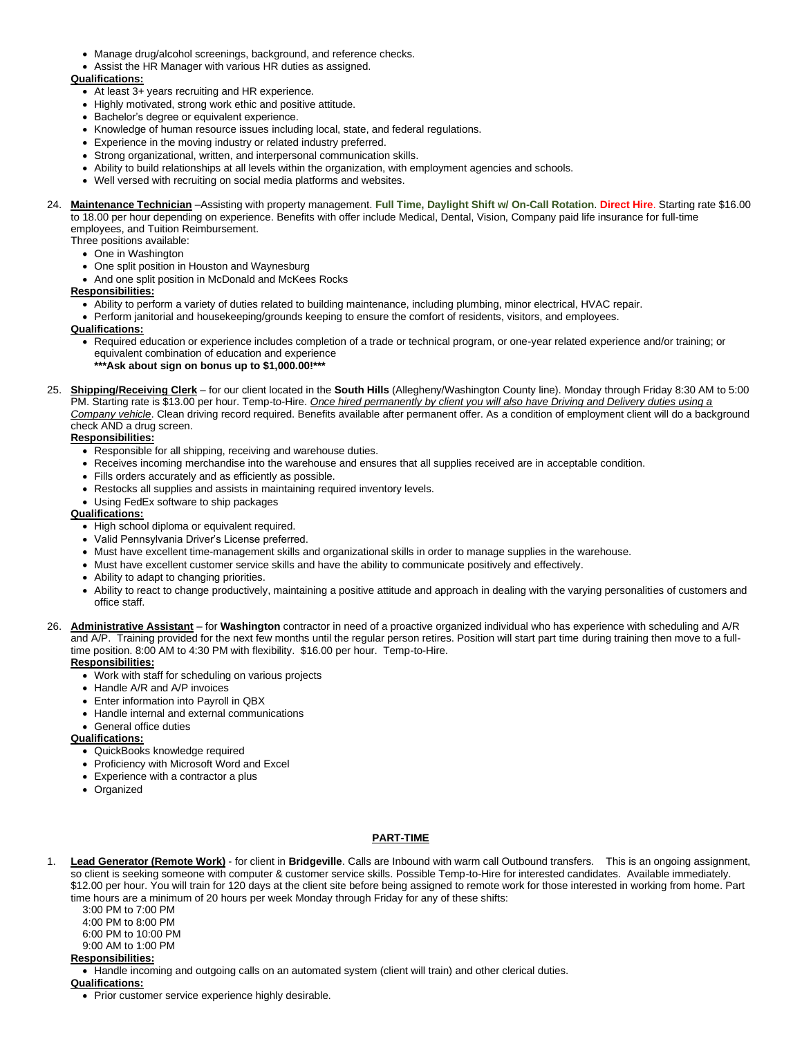- Manage drug/alcohol screenings, background, and reference checks.
- Assist the HR Manager with various HR duties as assigned.

**Qualifications:**

- At least 3+ years recruiting and HR experience.
- Highly motivated, strong work ethic and positive attitude.
- Bachelor's degree or equivalent experience.
- Knowledge of human resource issues including local, state, and federal regulations.
- Experience in the moving industry or related industry preferred.
- Strong organizational, written, and interpersonal communication skills.
- Ability to build relationships at all levels within the organization, with employment agencies and schools.
- Well versed with recruiting on social media platforms and websites.

24. **Maintenance Technician** –Assisting with property management. **Full Time, Daylight Shift w/ On-Call Rotation**. **Direct Hire**. Starting rate $16.00 to 18.00 per hour depending on experience. Benefits with offer include Medical, Dental, Vision, Company paid life insurance for full-time employees, and Tuition Reimbursement.
    Three positions available:
    - One in Washington
    - One split position in Houston and Waynesburg
    - And one split position in McDonald and McKees Rocks

    **Responsibilities:**
    - Ability to perform a variety of duties related to building maintenance, including plumbing, minor electrical, HVAC repair.
    - Perform janitorial and housekeeping/grounds keeping to ensure the comfort of residents, visitors, and employees.

    **Qualifications:**
    - Required education or experience includes completion of a trade or technical program, or one-year related experience and/or training; or equivalent combination of education and experience
      **\*\*\*Ask about sign on bonus up to $1,000.00!\*\*\***

25. **Shipping/Receiving Clerk** – for our client located in the **South Hills** (Allegheny/Washington County line). Monday through Friday 8:30 AM to 5:00 PM. Starting rate is $13.00 per hour. Temp-to-Hire. *Once hired permanently by client you will also have Driving and Delivery duties using a Company vehicle*. Clean driving record required. Benefits available after permanent offer. As a condition of employment client will do a background check AND a drug screen.

    **Responsibilities:**
    - Responsible for all shipping, receiving and warehouse duties.
    - Receives incoming merchandise into the warehouse and ensures that all supplies received are in acceptable condition.
    - Fills orders accurately and as efficiently as possible.
    - Restocks all supplies and assists in maintaining required inventory levels.
    - Using FedEx software to ship packages

    **Qualifications:**
    - High school diploma or equivalent required.
    - Valid Pennsylvania Driver's License preferred.
    - Must have excellent time-management skills and organizational skills in order to manage supplies in the warehouse.
    - Must have excellent customer service skills and have the ability to communicate positively and effectively.
    - Ability to adapt to changing priorities.
    - Ability to react to change productively, maintaining a positive attitude and approach in dealing with the varying personalities of customers and office staff.

26. **Administrative Assistant** – for **Washington** contractor in need of a proactive organized individual who has experience with scheduling and A/R and A/P. Training provided for the next few months until the regular person retires. Position will start part time during training then move to a full-time position. 8:00 AM to 4:30 PM with flexibility. $16.00 per hour. Temp-to-Hire.

    **Responsibilities:**
    - Work with staff for scheduling on various projects
    - Handle A/R and A/P invoices
    - Enter information into Payroll in QBX
    - Handle internal and external communications
    - General office duties

    **Qualifications:**
    - QuickBooks knowledge required
    - Proficiency with Microsoft Word and Excel
    - Experience with a contractor a plus
    - Organized

## PART-TIME

1. **Lead Generator (Remote Work)** - for client in **Bridgeville**. Calls are Inbound with warm call Outbound transfers. This is an ongoing assignment, so client is seeking someone with computer & customer service skills. Possible Temp-to-Hire for interested candidates. Available immediately. $12.00 per hour. You will train for 120 days at the client site before being assigned to remote work for those interested in working from home. Part time hours are a minimum of 20 hours per week Monday through Friday for any of these shifts:
   3:00 PM to 7:00 PM
   4:00 PM to 8:00 PM
   6:00 PM to 10:00 PM
   9:00 AM to 1:00 PM

   **Responsibilities:**
   - Handle incoming and outgoing calls on an automated system (client will train) and other clerical duties.

   **Qualifications:**
   - Prior customer service experience highly desirable.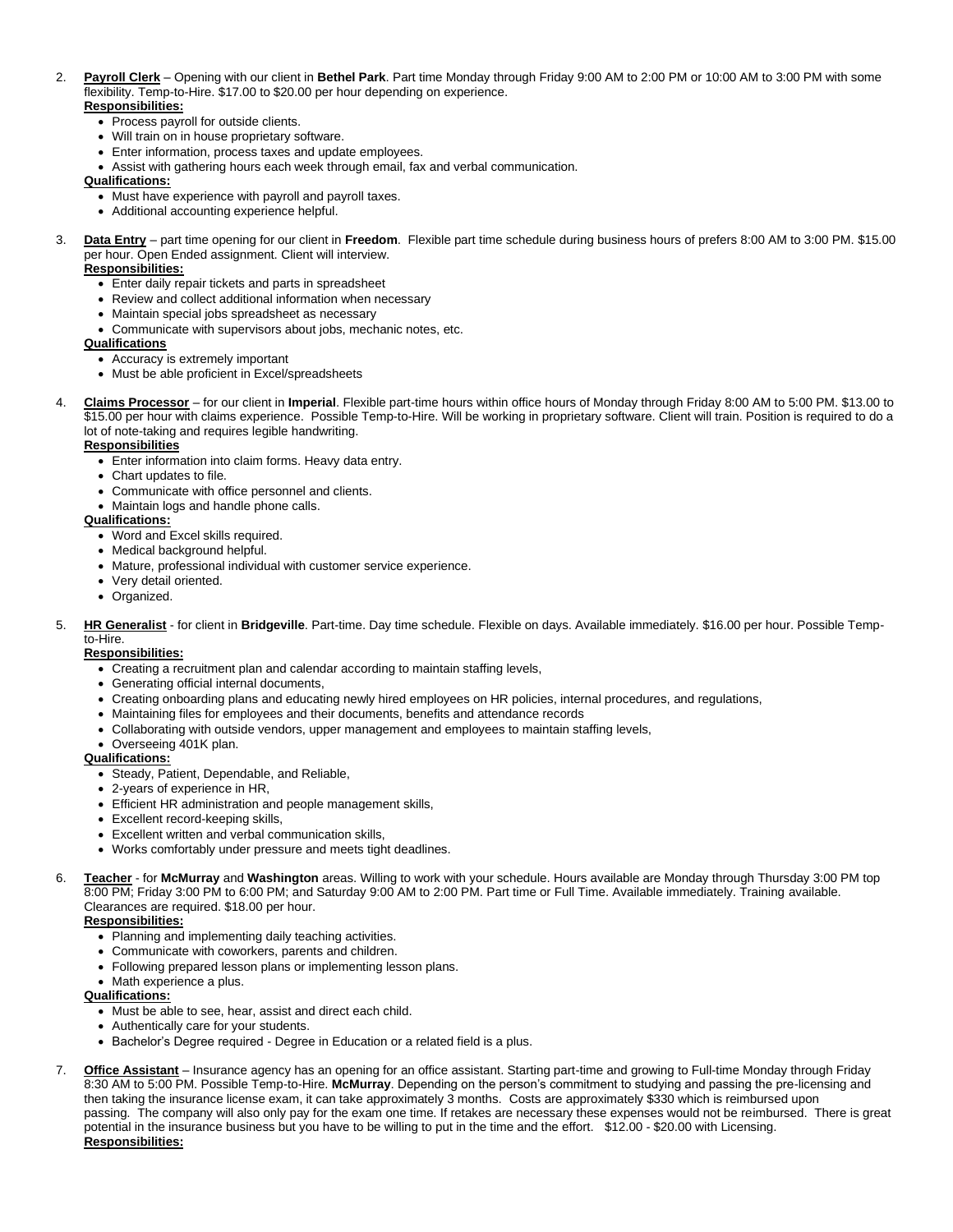2. **Payroll Clerk** – Opening with our client in **Bethel Park**. Part time Monday through Friday 9:00 AM to 2:00 PM or 10:00 AM to 3:00 PM with some flexibility. Temp-to-Hire. $17.00 to $20.00 per hour depending on experience.
   **Responsibilities:**
   - Process payroll for outside clients.
   - Will train on in house proprietary software.
   - Enter information, process taxes and update employees.
   - Assist with gathering hours each week through email, fax and verbal communication.

   **Qualifications:**
   - Must have experience with payroll and payroll taxes.
   - Additional accounting experience helpful.

3. **Data Entry** – part time opening for our client in **Freedom**. Flexible part time schedule during business hours of prefers 8:00 AM to 3:00 PM. $15.00 per hour. Open Ended assignment. Client will interview.
   **Responsibilities:**
   - Enter daily repair tickets and parts in spreadsheet
   - Review and collect additional information when necessary
   - Maintain special jobs spreadsheet as necessary
   - Communicate with supervisors about jobs, mechanic notes, etc.

   **Qualifications**
   - Accuracy is extremely important
   - Must be able proficient in Excel/spreadsheets

4. **Claims Processor** – for our client in **Imperial**. Flexible part-time hours within office hours of Monday through Friday 8:00 AM to 5:00 PM. $13.00 to $15.00 per hour with claims experience. Possible Temp-to-Hire. Will be working in proprietary software. Client will train. Position is required to do a lot of note-taking and requires legible handwriting.
   **Responsibilities**
   - Enter information into claim forms. Heavy data entry.
   - Chart updates to file.
   - Communicate with office personnel and clients.
   - Maintain logs and handle phone calls.

   **Qualifications:**
   - Word and Excel skills required.
   - Medical background helpful.
   - Mature, professional individual with customer service experience.
   - Very detail oriented.
   - Organized.

5. **HR Generalist** - for client in **Bridgeville**. Part-time. Day time schedule. Flexible on days. Available immediately. $16.00 per hour. Possible Temp-to-Hire.
   **Responsibilities:**
   - Creating a recruitment plan and calendar according to maintain staffing levels,
   - Generating official internal documents,
   - Creating onboarding plans and educating newly hired employees on HR policies, internal procedures, and regulations,
   - Maintaining files for employees and their documents, benefits and attendance records
   - Collaborating with outside vendors, upper management and employees to maintain staffing levels,
   - Overseeing 401K plan.

   **Qualifications:**
   - Steady, Patient, Dependable, and Reliable,
   - 2-years of experience in HR,
   - Efficient HR administration and people management skills,
   - Excellent record-keeping skills,
   - Excellent written and verbal communication skills,
   - Works comfortably under pressure and meets tight deadlines.

6. **Teacher** - for **McMurray** and **Washington** areas. Willing to work with your schedule. Hours available are Monday through Thursday 3:00 PM top 8:00 PM; Friday 3:00 PM to 6:00 PM; and Saturday 9:00 AM to 2:00 PM. Part time or Full Time. Available immediately. Training available. Clearances are required. $18.00 per hour.
   **Responsibilities:**
   - Planning and implementing daily teaching activities.
   - Communicate with coworkers, parents and children.
   - Following prepared lesson plans or implementing lesson plans.
   - Math experience a plus.

   **Qualifications:**
   - Must be able to see, hear, assist and direct each child.
   - Authentically care for your students.
   - Bachelor's Degree required - Degree in Education or a related field is a plus.

7. **Office Assistant** – Insurance agency has an opening for an office assistant. Starting part-time and growing to Full-time Monday through Friday 8:30 AM to 5:00 PM. Possible Temp-to-Hire. **McMurray**. Depending on the person's commitment to studying and passing the pre-licensing and then taking the insurance license exam, it can take approximately 3 months. Costs are approximately $330 which is reimbursed upon passing. The company will also only pay for the exam one time. If retakes are necessary these expenses would not be reimbursed. There is great potential in the insurance business but you have to be willing to put in the time and the effort. $12.00 - $20.00 with Licensing.
   **Responsibilities:**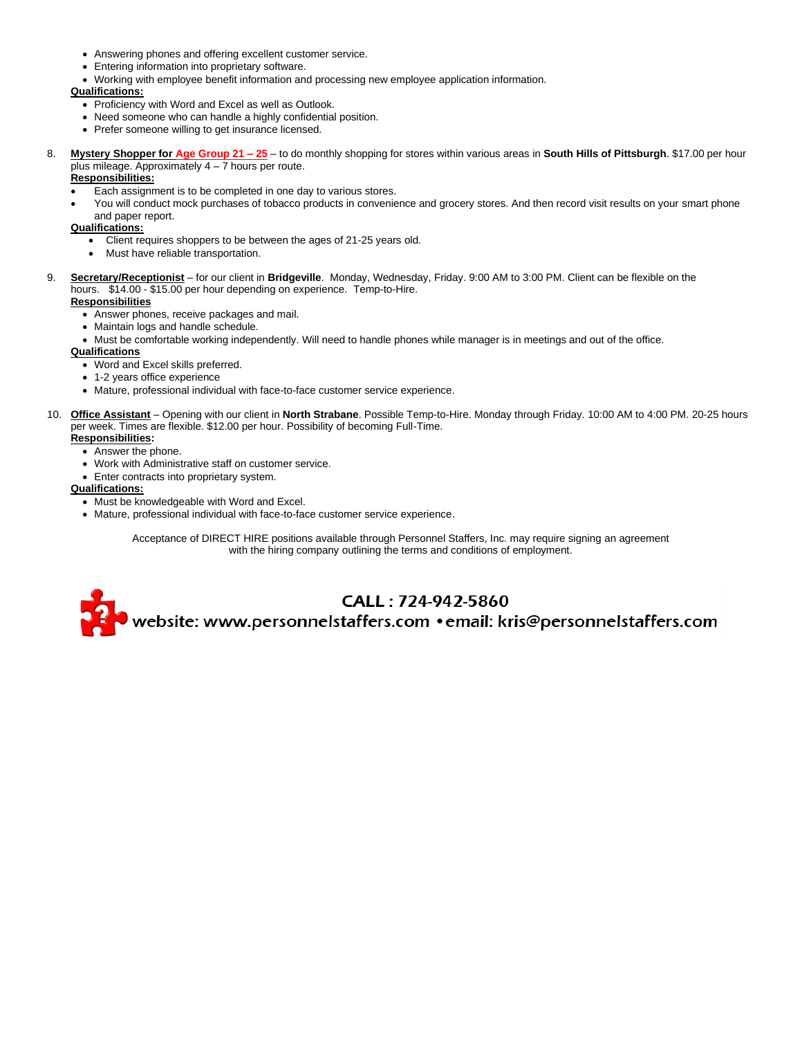- Answering phones and offering excellent customer service.
- Entering information into proprietary software.
- Working with employee benefit information and processing new employee application information.

**Qualifications:**

- Proficiency with Word and Excel as well as Outlook.
- Need someone who can handle a highly confidential position.
- Prefer someone willing to get insurance licensed.

8. **Mystery Shopper for Age Group 21 – 25** – to do monthly shopping for stores within various areas in **South Hills of Pittsburgh**. $17.00 per hour plus mileage. Approximately 4 – 7 hours per route.

**Responsibilities:**

- Each assignment is to be completed in one day to various stores.
- You will conduct mock purchases of tobacco products in convenience and grocery stores. And then record visit results on your smart phone and paper report.

**Qualifications:**

- Client requires shoppers to be between the ages of 21-25 years old.
- Must have reliable transportation.

9. **Secretary/Receptionist** – for our client in **Bridgeville**. Monday, Wednesday, Friday. 9:00 AM to 3:00 PM. Client can be flexible on the hours. $14.00 - $15.00 per hour depending on experience. Temp-to-Hire.

**Responsibilities**

- Answer phones, receive packages and mail.
- Maintain logs and handle schedule.
- Must be comfortable working independently. Will need to handle phones while manager is in meetings and out of the office.

**Qualifications**

- Word and Excel skills preferred.
- 1-2 years office experience
- Mature, professional individual with face-to-face customer service experience.

10. **Office Assistant** – Opening with our client in **North Strabane**. Possible Temp-to-Hire. Monday through Friday. 10:00 AM to 4:00 PM. 20-25 hours per week. Times are flexible. $12.00 per hour. Possibility of becoming Full-Time.

**Responsibilities:**

- Answer the phone.
- Work with Administrative staff on customer service.
- Enter contracts into proprietary system.

**Qualifications:**

- Must be knowledgeable with Word and Excel.
- Mature, professional individual with face-to-face customer service experience.

Acceptance of DIRECT HIRE positions available through Personnel Staffers, Inc. may require signing an agreement with the hiring company outlining the terms and conditions of employment.

**CALL : 724-942-5860**

**website: www.personnelstaffers.com • email: kris@personnelstaffers.com**